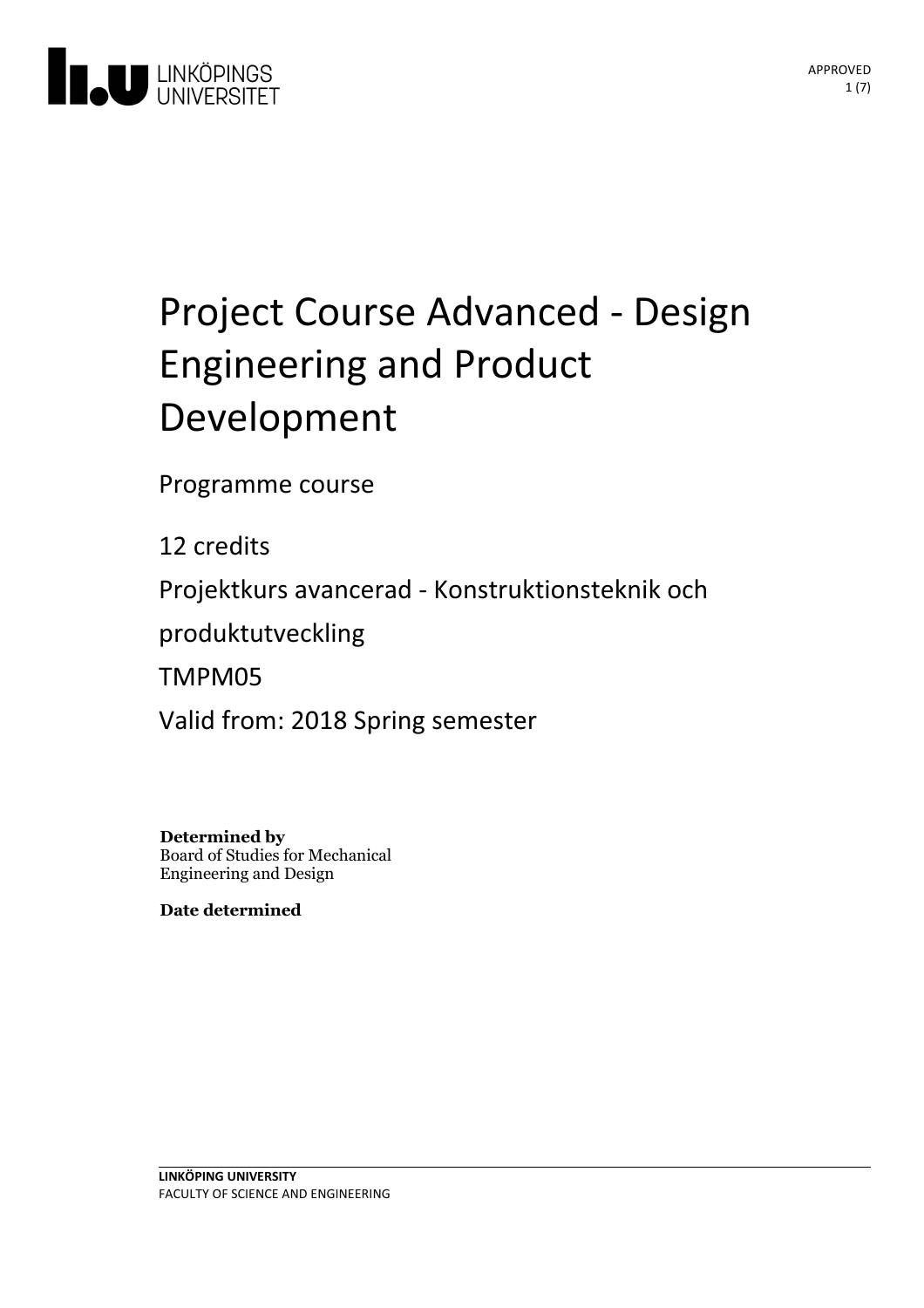# Project Course Advanced - Design Engineering and Product Development

Programme course

12 credits

Projektkurs avancerad - Konstruktionsteknik och produktutveckling

TMPM05

Valid from: 2018 Spring semester

**Determined by**
Board of Studies for Mechanical Engineering and Design

**Date determined**

**LINKÖPING UNIVERSITY**
FACULTY OF SCIENCE AND ENGINEERING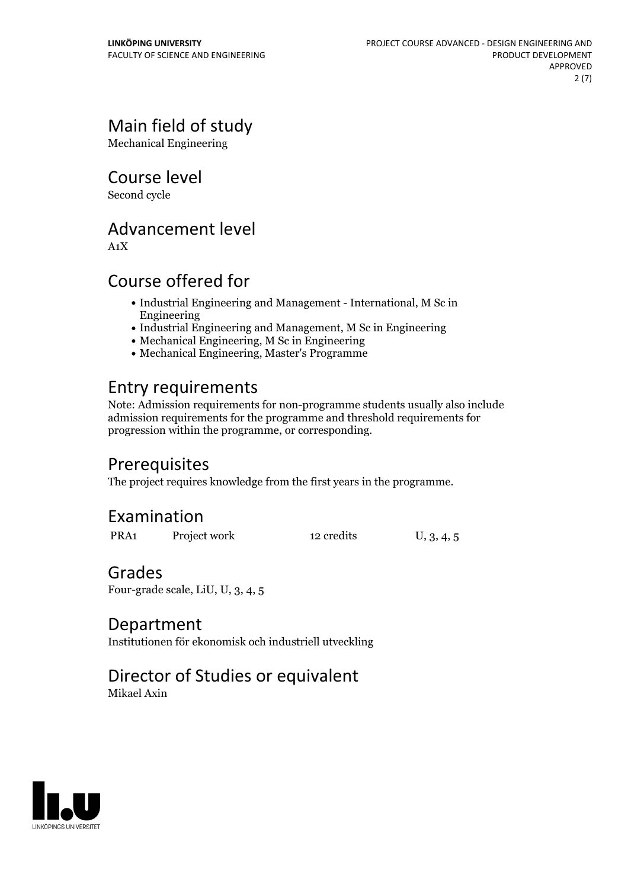## Main field of study

Mechanical Engineering

## Course level

Second cycle

## Advancement level

A1X

## Course offered for

- Industrial Engineering and Management - International, M Sc in Engineering
- Industrial Engineering and Management, M Sc in Engineering
- Mechanical Engineering, M Sc in Engineering
- Mechanical Engineering, Master's Programme

## Entry requirements

Note: Admission requirements for non-programme students usually also include admission requirements for the programme and threshold requirements for progression within the programme, or corresponding.

## Prerequisites

The project requires knowledge from the first years in the programme.

## Examination

| | | | |
|---|---|---|---|
| PRA1 | Project work | 12 credits | U, 3, 4, 5 |

## Grades

Four-grade scale, LiU, U, 3, 4, 5

## Department

Institutionen för ekonomisk och industriell utveckling

## Director of Studies or equivalent

Mikael Axin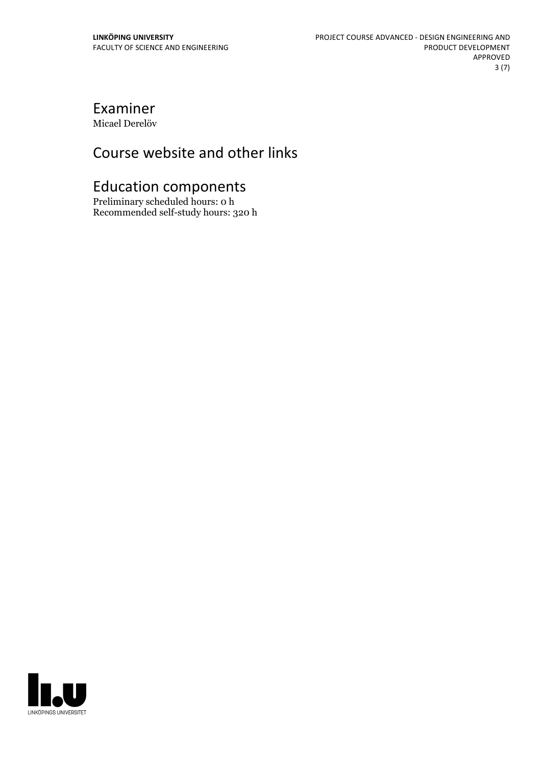## Examiner

Micael Derelöv

## Course website and other links

## Education components

Preliminary scheduled hours: 0 h
Recommended self-study hours: 320 h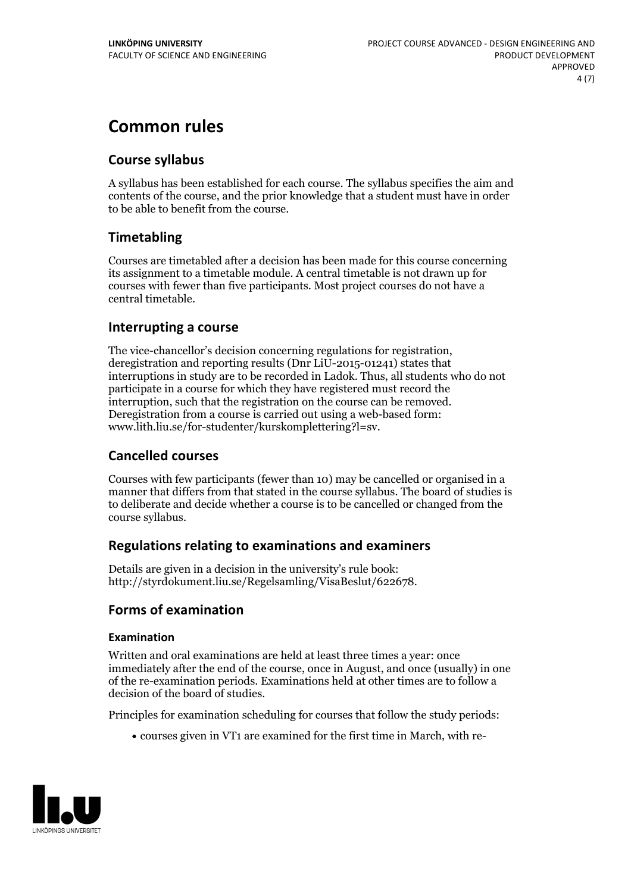# Common rules

## Course syllabus

A syllabus has been established for each course. The syllabus specifies the aim and contents of the course, and the prior knowledge that a student must have in order to be able to benefit from the course.

## Timetabling

Courses are timetabled after a decision has been made for this course concerning its assignment to a timetable module. A central timetable is not drawn up for courses with fewer than five participants. Most project courses do not have a central timetable.

## Interrupting a course

The vice-chancellor's decision concerning regulations for registration, deregistration and reporting results (Dnr LiU-2015-01241) states that interruptions in study are to be recorded in Ladok. Thus, all students who do not participate in a course for which they have registered must record the interruption, such that the registration on the course can be removed. Deregistration from a course is carried out using a web-based form: www.lith.liu.se/for-studenter/kurskomplettering?l=sv.

## Cancelled courses

Courses with few participants (fewer than 10) may be cancelled or organised in a manner that differs from that stated in the course syllabus. The board of studies is to deliberate and decide whether a course is to be cancelled or changed from the course syllabus.

## Regulations relating to examinations and examiners

Details are given in a decision in the university's rule book: http://styrdokument.liu.se/Regelsamling/VisaBeslut/622678.

## Forms of examination

### Examination

Written and oral examinations are held at least three times a year: once immediately after the end of the course, once in August, and once (usually) in one of the re-examination periods. Examinations held at other times are to follow a decision of the board of studies.

Principles for examination scheduling for courses that follow the study periods:

- courses given in VT1 are examined for the first time in March, with re-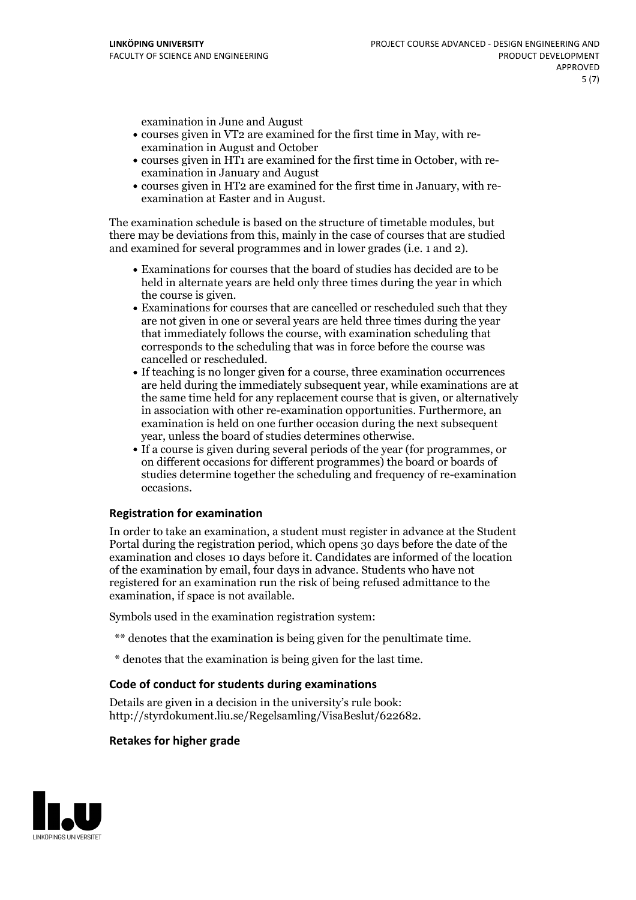examination in June and August

- courses given in VT2 are examined for the first time in May, with re-examination in August and October
- courses given in HT1 are examined for the first time in October, with re-examination in January and August
- courses given in HT2 are examined for the first time in January, with re-examination at Easter and in August.

The examination schedule is based on the structure of timetable modules, but there may be deviations from this, mainly in the case of courses that are studied and examined for several programmes and in lower grades (i.e. 1 and 2).

- Examinations for courses that the board of studies has decided are to be held in alternate years are held only three times during the year in which the course is given.
- Examinations for courses that are cancelled or rescheduled such that they are not given in one or several years are held three times during the year that immediately follows the course, with examination scheduling that corresponds to the scheduling that was in force before the course was cancelled or rescheduled.
- If teaching is no longer given for a course, three examination occurrences are held during the immediately subsequent year, while examinations are at the same time held for any replacement course that is given, or alternatively in association with other re-examination opportunities. Furthermore, an examination is held on one further occasion during the next subsequent year, unless the board of studies determines otherwise.
- If a course is given during several periods of the year (for programmes, or on different occasions for different programmes) the board or boards of studies determine together the scheduling and frequency of re-examination occasions.

### Registration for examination

In order to take an examination, a student must register in advance at the Student Portal during the registration period, which opens 30 days before the date of the examination and closes 10 days before it. Candidates are informed of the location of the examination by email, four days in advance. Students who have not registered for an examination run the risk of being refused admittance to the examination, if space is not available.

Symbols used in the examination registration system:

** denotes that the examination is being given for the penultimate time.

* denotes that the examination is being given for the last time.

### Code of conduct for students during examinations

Details are given in a decision in the university's rule book: http://styrdokument.liu.se/Regelsamling/VisaBeslut/622682.

### Retakes for higher grade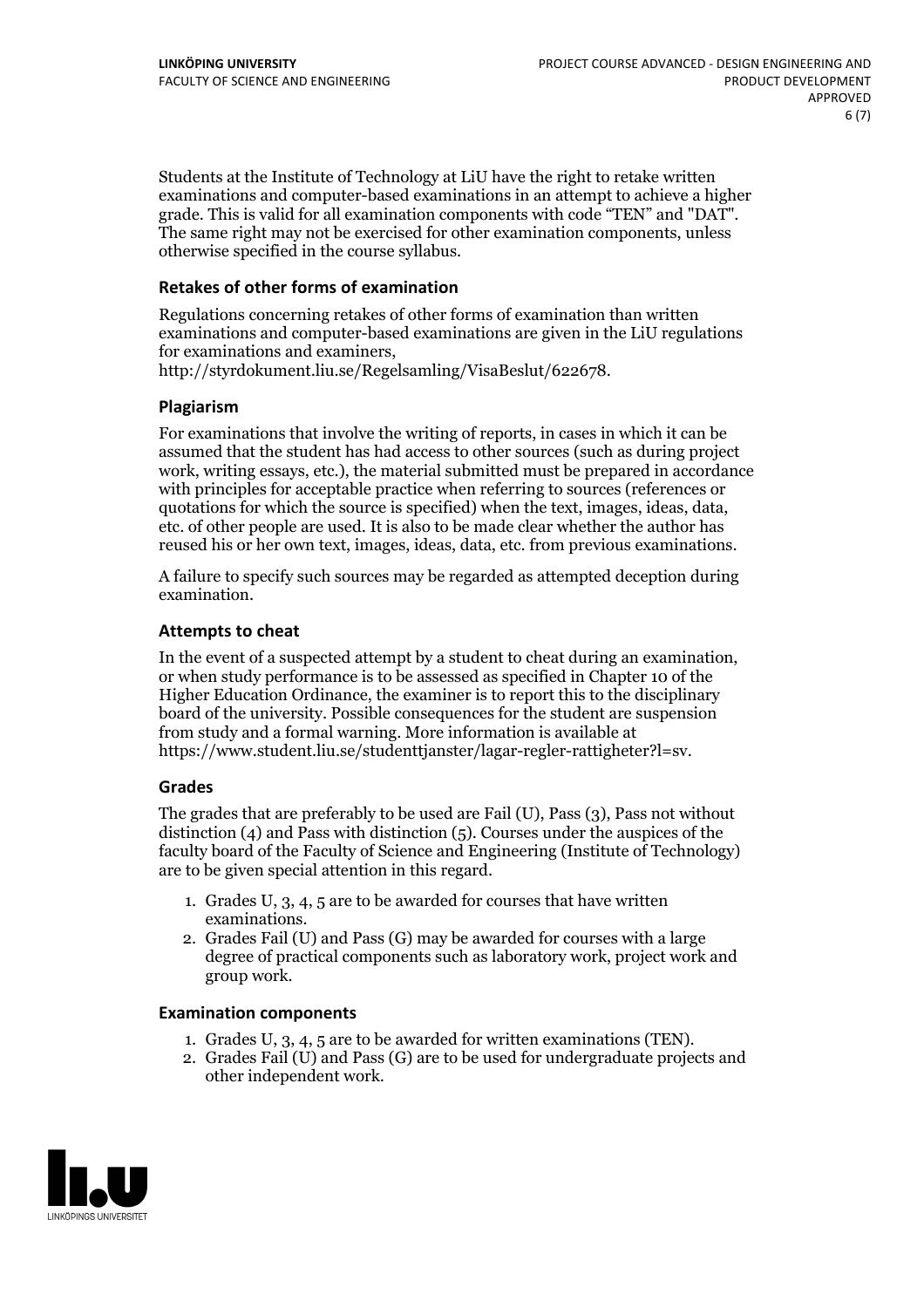Students at the Institute of Technology at LiU have the right to retake written examinations and computer-based examinations in an attempt to achieve a higher grade. This is valid for all examination components with code "TEN" and "DAT". The same right may not be exercised for other examination components, unless otherwise specified in the course syllabus.

### Retakes of other forms of examination

Regulations concerning retakes of other forms of examination than written examinations and computer-based examinations are given in the LiU regulations for examinations and examiners, http://styrdokument.liu.se/Regelsamling/VisaBeslut/622678.

### Plagiarism

For examinations that involve the writing of reports, in cases in which it can be assumed that the student has had access to other sources (such as during project work, writing essays, etc.), the material submitted must be prepared in accordance with principles for acceptable practice when referring to sources (references or quotations for which the source is specified) when the text, images, ideas, data, etc. of other people are used. It is also to be made clear whether the author has reused his or her own text, images, ideas, data, etc. from previous examinations.

A failure to specify such sources may be regarded as attempted deception during examination.

### Attempts to cheat

In the event of a suspected attempt by a student to cheat during an examination, or when study performance is to be assessed as specified in Chapter 10 of the Higher Education Ordinance, the examiner is to report this to the disciplinary board of the university. Possible consequences for the student are suspension from study and a formal warning. More information is available at https://www.student.liu.se/studenttjanster/lagar-regler-rattigheter?l=sv.

### Grades

The grades that are preferably to be used are Fail (U), Pass (3), Pass not without distinction (4) and Pass with distinction (5). Courses under the auspices of the faculty board of the Faculty of Science and Engineering (Institute of Technology) are to be given special attention in this regard.

1. Grades U, 3, 4, 5 are to be awarded for courses that have written examinations.
2. Grades Fail (U) and Pass (G) may be awarded for courses with a large degree of practical components such as laboratory work, project work and group work.

### Examination components

1. Grades U, 3, 4, 5 are to be awarded for written examinations (TEN).
2. Grades Fail (U) and Pass (G) are to be used for undergraduate projects and other independent work.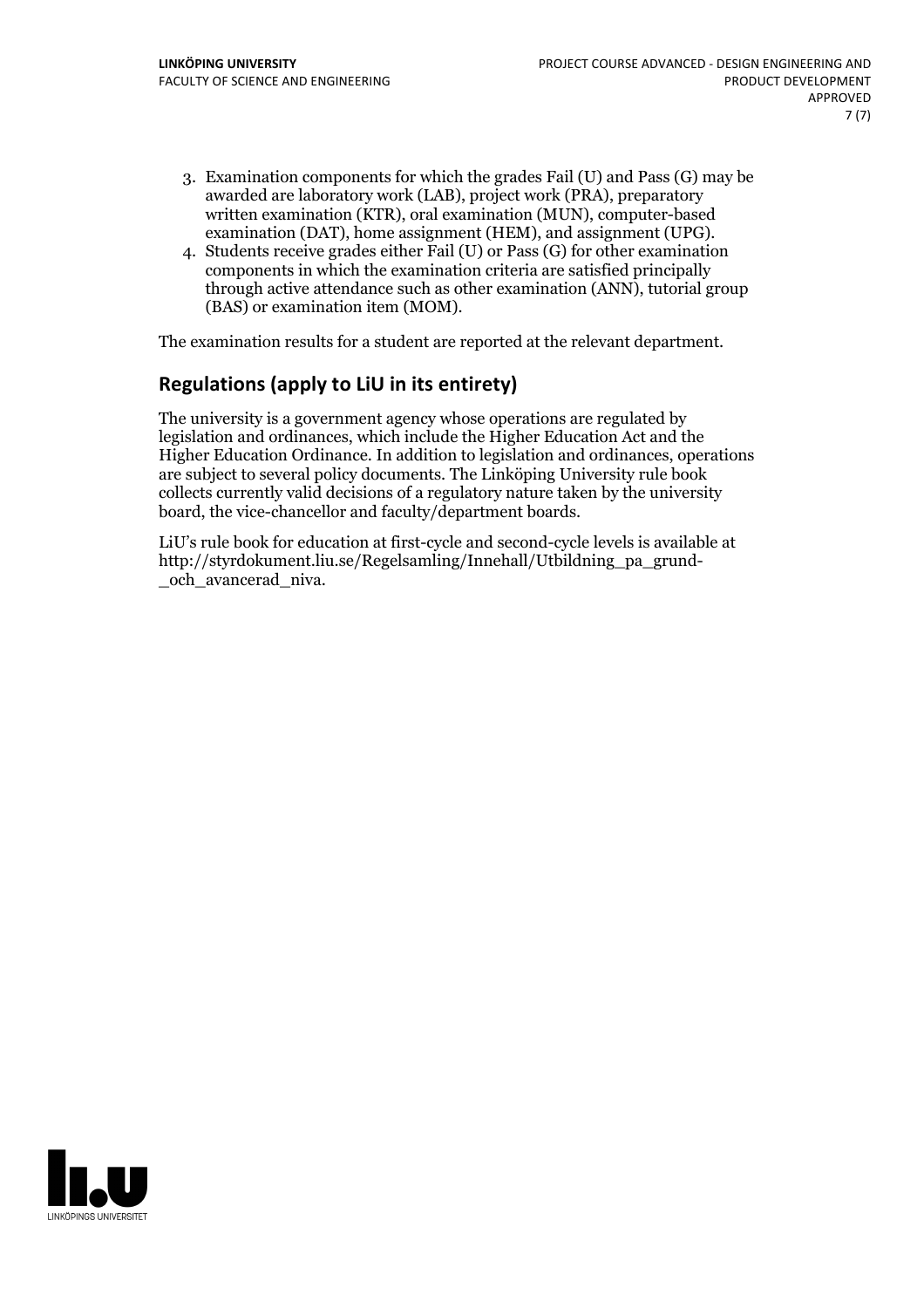3. Examination components for which the grades Fail (U) and Pass (G) may be awarded are laboratory work (LAB), project work (PRA), preparatory written examination (KTR), oral examination (MUN), computer-based examination (DAT), home assignment (HEM), and assignment (UPG).
4. Students receive grades either Fail (U) or Pass (G) for other examination components in which the examination criteria are satisfied principally through active attendance such as other examination (ANN), tutorial group (BAS) or examination item (MOM).

The examination results for a student are reported at the relevant department.

## Regulations (apply to LiU in its entirety)

The university is a government agency whose operations are regulated by legislation and ordinances, which include the Higher Education Act and the Higher Education Ordinance. In addition to legislation and ordinances, operations are subject to several policy documents. The Linköping University rule book collects currently valid decisions of a regulatory nature taken by the university board, the vice-chancellor and faculty/department boards.

LiU's rule book for education at first-cycle and second-cycle levels is available at http://styrdokument.liu.se/Regelsamling/Innehall/Utbildning_pa_grund-_och_avancerad_niva.